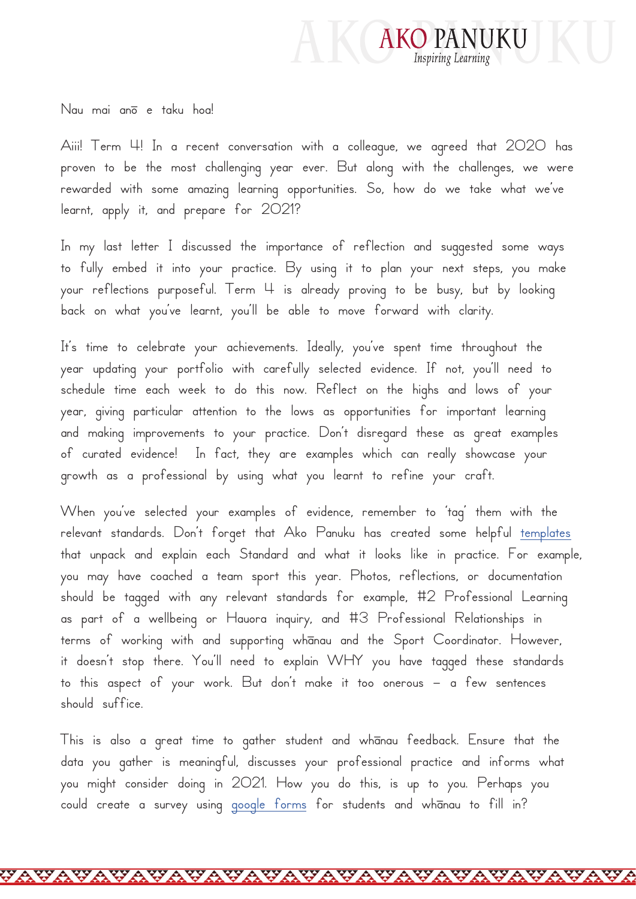Nau mai anō e taku hoa!

Aiii! Term 4! In a recent conversation with a colleague, we agreed that 2020 has proven to be the most challenging year ever. But along with the challenges, we were rewarded with some amazing learning opportunities. So, how do we take what we've learnt, apply it, and prepare for 2021?

In my last letter I discussed the importance of reflection and suggested some ways to fully embed it into your practice. By using it to plan your next steps, you make your reflections purposeful. Term 4 is already proving to be busy, but by looking back on what you've learnt, you'll be able to move forward with clarity.

It's time to celebrate your achievements. Ideally, you've spent time throughout the year updating your portfolio with carefully selected evidence. If not, you'll need to schedule time each week to do this now. Reflect on the highs and lows of your year, giving particular attention to the lows as opportunities for important learning and making improvements to your practice. Don't disregard these as great examples of curated evidence! In fact, they are examples which can really showcase your growth as a professional by using what you learnt to refine your craft.

When you've selected your examples of evidence, remember to 'tag' them with the relevant standards. Don't forget that Ako Panuku has created some helpful templates that unpack and explain each Standard and what it looks like in practice. For example, you may have coached a team sport this year. Photos, reflections, or documentation should be tagged with any relevant standards for example, #2 Professional Learning as part of a wellbeing or Hauora inquiry, and #3 Professional Relationships in terms of working with and supporting whānau and the Sport Coordinator. However, it doesn't stop there. You'll need to explain WHY you have tagged these standards to this aspect of your work. But don't make it too onerous – a few sentences should suffice.

This is also a great time to gather student and whānau feedback. Ensure that the data you gather is meaningful, discusses your professional practice and informs what you might consider doing in 2021. How you do this, is up to you. Perhaps you could create a survey using google forms for students and whānau to fill in?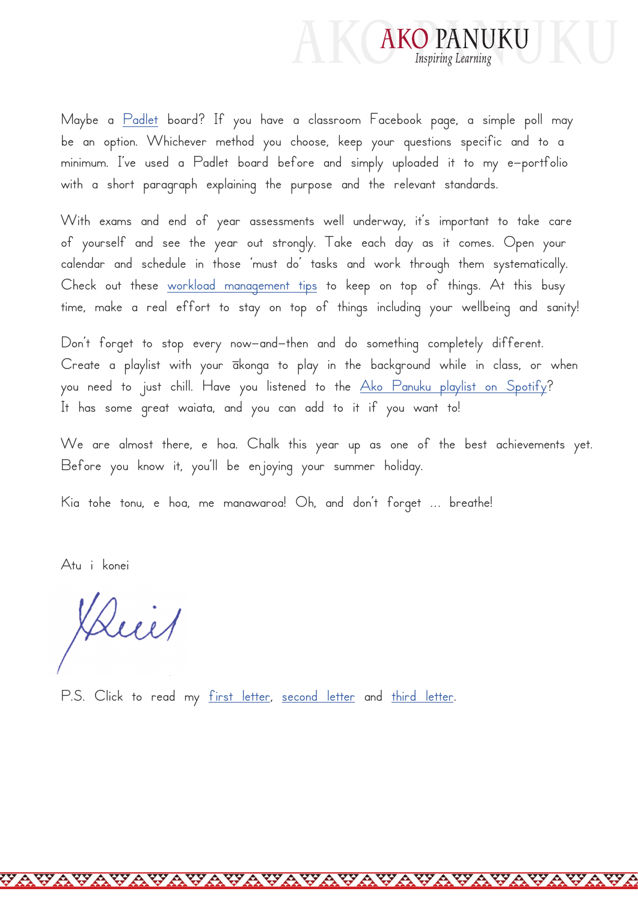Maybe a Padlet board? If you have a classroom Facebook page, a simple poll may be an option. Whichever method you choose, keep your questions specific and to a minimum. I've used a Padlet board before and simply uploaded it to my e-portfolio with a short paragraph explaining the purpose and the relevant standards.

With exams and end of year assessments well underway, it's important to take care of yourself and see the year out strongly. Take each day as it comes. Open your calendar and schedule in those 'must do' tasks and work through them systematically. Check out these workload management tips to keep on top of things. At this busy time, make a real effort to stay on top of things including your wellbeing and sanity!

Don't forget to stop every now-and-then and do something completely different. Create a playlist with your ākonga to play in the background while in class, or when you need to just chill. Have you listened to the Ako Panuku playlist on Spotify? It has some great waiata, and you can add to it if you want to!

We are almost there, e hoa. Chalk this year up as one of the best achievements yet. Before you know it, you'll be enjoying your summer holiday.

Kia tohe tonu, e hoa, me manawaroa! Oh, and don't forget ... breathe!

Atu i konei

P.S. Click to read my first letter, second letter and third letter.